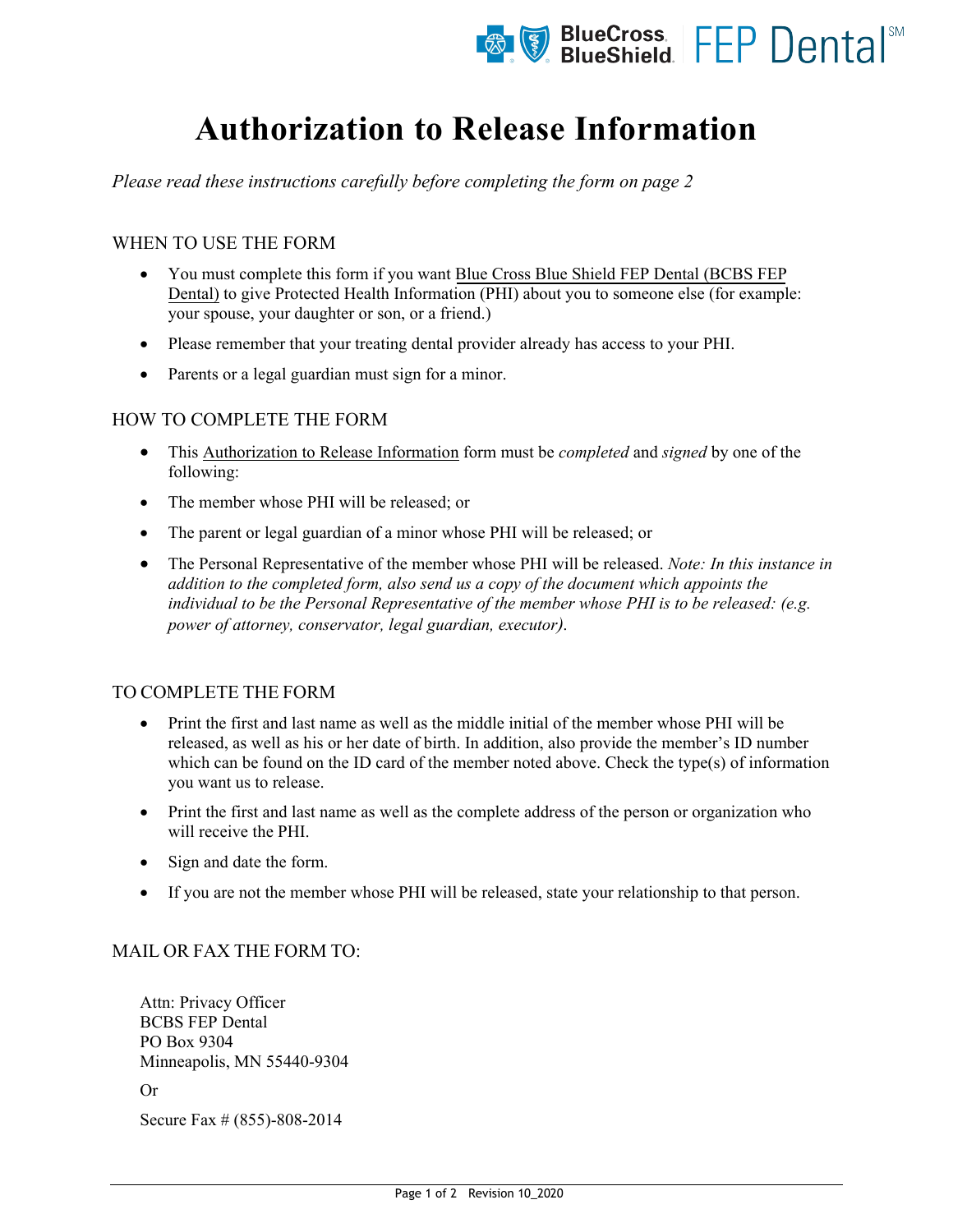# Authorization to Release Information

*Please read these instructions carefully before completing the form on page 2*

## WHEN TO USE THE FORM

- You must complete this form if you want Blue Cross Blue Shield FEP Dental (BCBS FEP Dental) to give Protected Health Information (PHI) about you to someone else (for example: your spouse, your daughter or son, or a friend.)
- Please remember that your treating dental provider already has access to your PHI.
- Parents or a legal guardian must sign for a minor.

## HOW TO COMPLETE THE FORM

- This Authorization to Release Information form must be *completed* and *signed* by one of the following:
- The member whose PHI will be released; or
- The parent or legal guardian of a minor whose PHI will be released; or
- The Personal Representative of the member whose PHI will be released. *Note: In this instance in addition to the completed form, also send us a copy of the document which appoints the individual to be the Personal Representative of the member whose PHI is to be released: (e.g. power of attorney, conservator, legal guardian, executor)*.

## TO COMPLETE THE FORM

- Print the first and last name as well as the middle initial of the member whose PHI will be released, as well as his or her date of birth. In addition, also provide the member's ID number which can be found on the ID card of the member noted above. Check the type(s) of information you want us to release.
- Print the first and last name as well as the complete address of the person or organization who will receive the PHI.
- Sign and date the form.
- If you are not the member whose PHI will be released, state your relationship to that person.

## MAIL OR FAX THE FORM TO:

Attn: Privacy Officer
BCBS FEP Dental
PO Box 9304
Minneapolis, MN 55440-9304

Or

Secure Fax # (855)-808-2014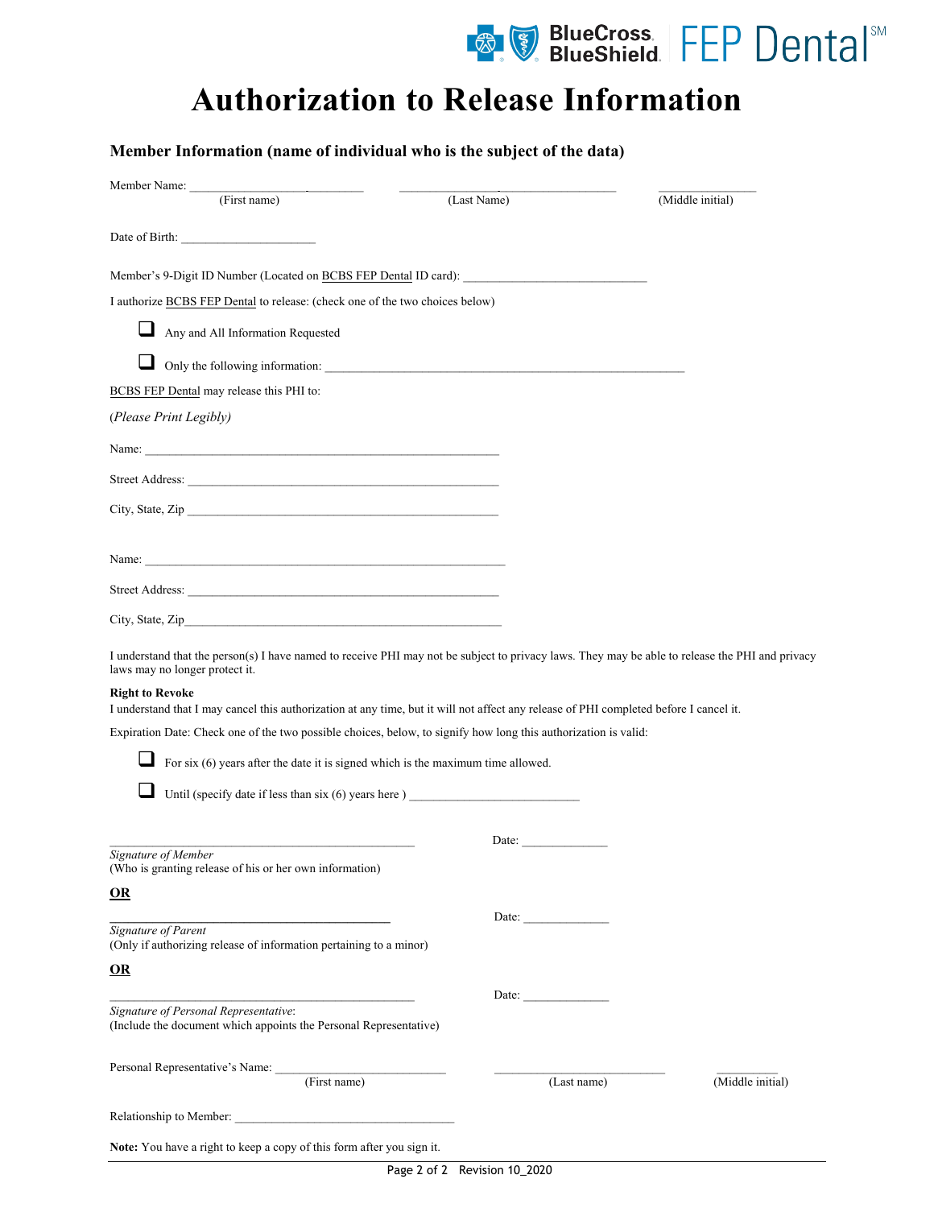# Authorization to Release Information

## Member Information (name of individual who is the subject of the data)

Member Name: _______________________ (First name) _______________________ (Last Name) _______________ (Middle initial)

Date of Birth: _____________________

Member's 9-Digit ID Number (Located on BCBS FEP Dental ID card): ____________________________

I authorize BCBS FEP Dental to release: (check one of the two choices below)

- ☐ Any and All Information Requested
- ☐ Only the following information: ___________________________________________________________

BCBS FEP Dental may release this PHI to:

*(Please Print Legibly)*

Name: ___________________________________________________________

Street Address: ___________________________________________________

City, State, Zip ___________________________________________________

Name: ___________________________________________________________

Street Address: ___________________________________________________

City, State, Zip ___________________________________________________

I understand that the person(s) I have named to receive PHI may not be subject to privacy laws. They may be able to release the PHI and privacy laws may no longer protect it.

**Right to Revoke**
I understand that I may cancel this authorization at any time, but it will not affect any release of PHI completed before I cancel it.

Expiration Date: Check one of the two possible choices, below, to signify how long this authorization is valid:

- ☐ For six (6) years after the date it is signed which is the maximum time allowed.
- ☐ Until (specify date if less than six (6) years here ) ___________________________

_________________________________________________ Date: _____________
*Signature of Member*
(Who is granting release of his or her own information)

**OR**

_________________________________________________ Date: _____________
*Signature of Parent*
(Only if authorizing release of information pertaining to a minor)

**OR**

_________________________________________________ Date: _____________
*Signature of Personal Representative*:
(Include the document which appoints the Personal Representative)

Personal Representative's Name: ___________________________ (First name) ___________________________ (Last name) __________ (Middle initial)

Relationship to Member: ___________________________________

**Note:** You have a right to keep a copy of this form after you sign it.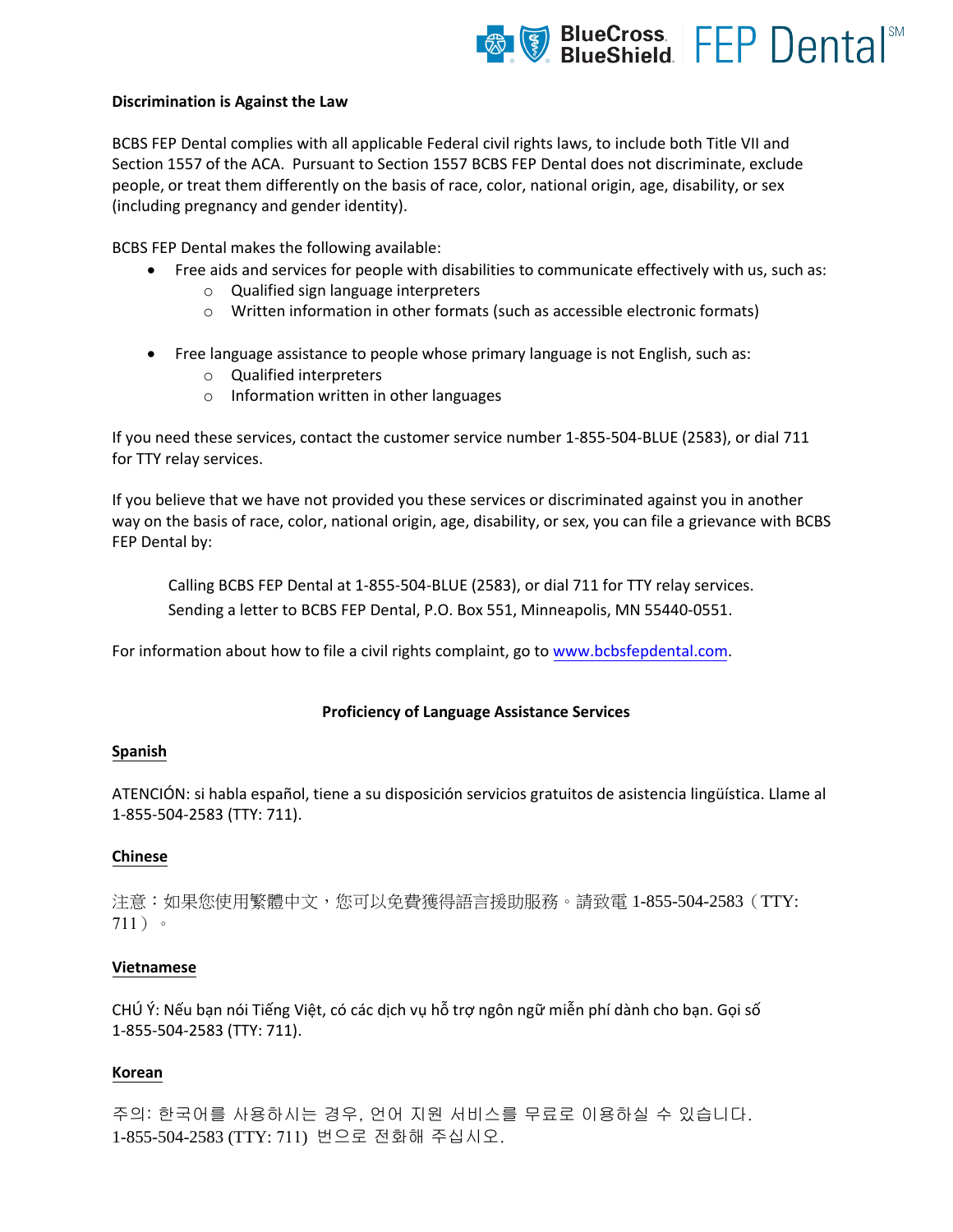## Discrimination is Against the Law

BCBS FEP Dental complies with all applicable Federal civil rights laws, to include both Title VII and Section 1557 of the ACA. Pursuant to Section 1557 BCBS FEP Dental does not discriminate, exclude people, or treat them differently on the basis of race, color, national origin, age, disability, or sex (including pregnancy and gender identity).

BCBS FEP Dental makes the following available:

- Free aids and services for people with disabilities to communicate effectively with us, such as:
  - Qualified sign language interpreters
  - Written information in other formats (such as accessible electronic formats)

- Free language assistance to people whose primary language is not English, such as:
  - Qualified interpreters
  - Information written in other languages

If you need these services, contact the customer service number 1-855-504-BLUE (2583), or dial 711 for TTY relay services.

If you believe that we have not provided you these services or discriminated against you in another way on the basis of race, color, national origin, age, disability, or sex, you can file a grievance with BCBS FEP Dental by:

> Calling BCBS FEP Dental at 1-855-504-BLUE (2583), or dial 711 for TTY relay services.
> Sending a letter to BCBS FEP Dental, P.O. Box 551, Minneapolis, MN 55440-0551.

For information about how to file a civil rights complaint, go to www.bcbsfepdental.com.

## Proficiency of Language Assistance Services

**Spanish**

ATENCIÓN: si habla español, tiene a su disposición servicios gratuitos de asistencia lingüística. Llame al 1-855-504-2583 (TTY: 711).

**Chinese**

注意：如果您使用繁體中文，您可以免費獲得語言援助服務。請致電 1-855-504-2583（TTY: 711）。

**Vietnamese**

CHÚ Ý: Nếu bạn nói Tiếng Việt, có các dịch vụ hỗ trợ ngôn ngữ miễn phí dành cho bạn. Gọi số 1-855-504-2583 (TTY: 711).

**Korean**

주의: 한국어를 사용하시는 경우, 언어 지원 서비스를 무료로 이용하실 수 있습니다. 1-855-504-2583 (TTY: 711) 번으로 전화해 주십시오.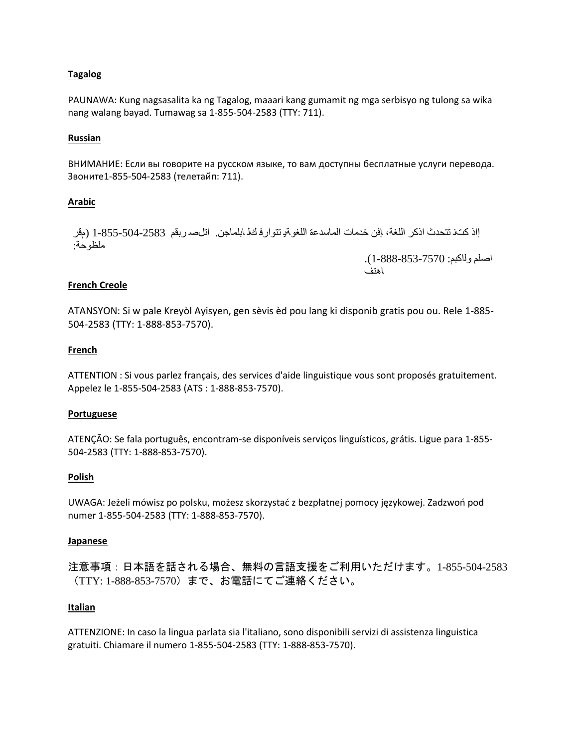**Tagalog**

PAUNAWA: Kung nagsasalita ka ng Tagalog, maaari kang gumamit ng mga serbisyo ng tulong sa wika nang walang bayad. Tumawag sa 1-855-504-2583 (TTY: 711).

**Russian**

ВНИМАНИЕ: Если вы говорите на русском языке, то вам доступны бесплатные услуги перевода. Звоните1-855-504-2583 (телетайп: 711).

**Arabic**

إذا كنت تتحدث اذكر اللغة، فإن خدمات المساعدة اللغوية تتوافر لك بالمجان. اتصل برقم 1-855-504-2583 (رقم هاتف الصم والبكم: 1-888-853-7570). ملحوظة:

**French Creole**

ATANSYON: Si w pale Kreyòl Ayisyen, gen sèvis èd pou lang ki disponib gratis pou ou. Rele 1-885-504-2583 (TTY: 1-888-853-7570).

**French**

ATTENTION : Si vous parlez français, des services d'aide linguistique vous sont proposés gratuitement. Appelez le 1-855-504-2583 (ATS : 1-888-853-7570).

**Portuguese**

ATENÇÃO: Se fala português, encontram-se disponíveis serviços linguísticos, grátis. Ligue para 1-855-504-2583 (TTY: 1-888-853-7570).

**Polish**

UWAGA: Jeżeli mówisz po polsku, możesz skorzystać z bezpłatnej pomocy językowej. Zadzwoń pod numer 1-855-504-2583 (TTY: 1-888-853-7570).

**Japanese**

注意事項：日本語を話される場合、無料の言語支援をご利用いただけます。1-855-504-2583（TTY: 1-888-853-7570）まで、お電話にてご連絡ください。

**Italian**

ATTENZIONE: In caso la lingua parlata sia l'italiano, sono disponibili servizi di assistenza linguistica gratuiti. Chiamare il numero 1-855-504-2583 (TTY: 1-888-853-7570).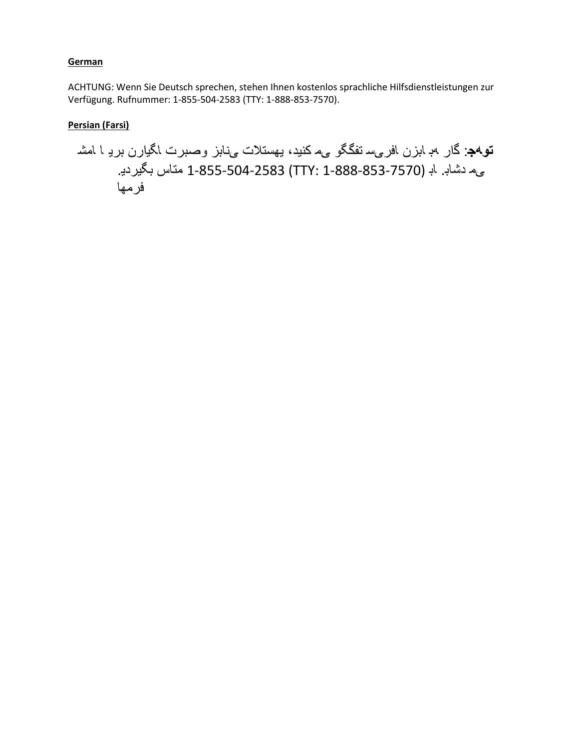**German**

ACHTUNG: Wenn Sie Deutsch sprechen, stehen Ihnen kostenlos sprachliche Hilfsdienstleistungen zur Verfügung. Rufnummer: 1-855-504-2583 (TTY: 1-888-853-7570).

**Persian (Farsi)**

**توهج**: گار هب ابزن افریس تفگگو یم کنید، یهستلات ینابز وصبرت اگیارن بری ا امشد یم دشاب. اب (TTY: 1-888-853-7570) 1-855-504-2583 متاس بگیردید. فرمها